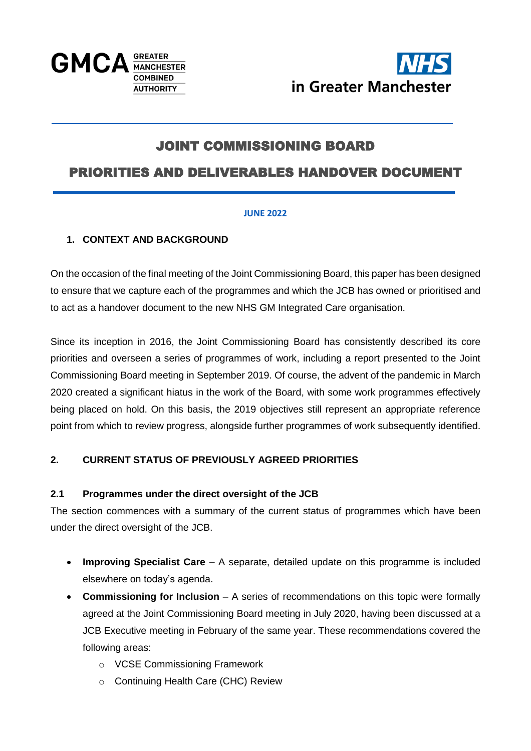GMCA GREATER MANCHESTER COMBINED AUTHORITY

NHS in Greater Manchester

# JOINT COMMISSIONING BOARD

# PRIORITIES AND DELIVERABLES HANDOVER DOCUMENT

**JUNE 2022**

## 1. CONTEXT AND BACKGROUND

On the occasion of the final meeting of the Joint Commissioning Board, this paper has been designed to ensure that we capture each of the programmes and which the JCB has owned or prioritised and to act as a handover document to the new NHS GM Integrated Care organisation.

Since its inception in 2016, the Joint Commissioning Board has consistently described its core priorities and overseen a series of programmes of work, including a report presented to the Joint Commissioning Board meeting in September 2019. Of course, the advent of the pandemic in March 2020 created a significant hiatus in the work of the Board, with some work programmes effectively being placed on hold. On this basis, the 2019 objectives still represent an appropriate reference point from which to review progress, alongside further programmes of work subsequently identified.

## 2. CURRENT STATUS OF PREVIOUSLY AGREED PRIORITIES

### 2.1 Programmes under the direct oversight of the JCB

The section commences with a summary of the current status of programmes which have been under the direct oversight of the JCB.

- **Improving Specialist Care** – A separate, detailed update on this programme is included elsewhere on today's agenda.
- **Commissioning for Inclusion** – A series of recommendations on this topic were formally agreed at the Joint Commissioning Board meeting in July 2020, having been discussed at a JCB Executive meeting in February of the same year. These recommendations covered the following areas:
  - VCSE Commissioning Framework
  - Continuing Health Care (CHC) Review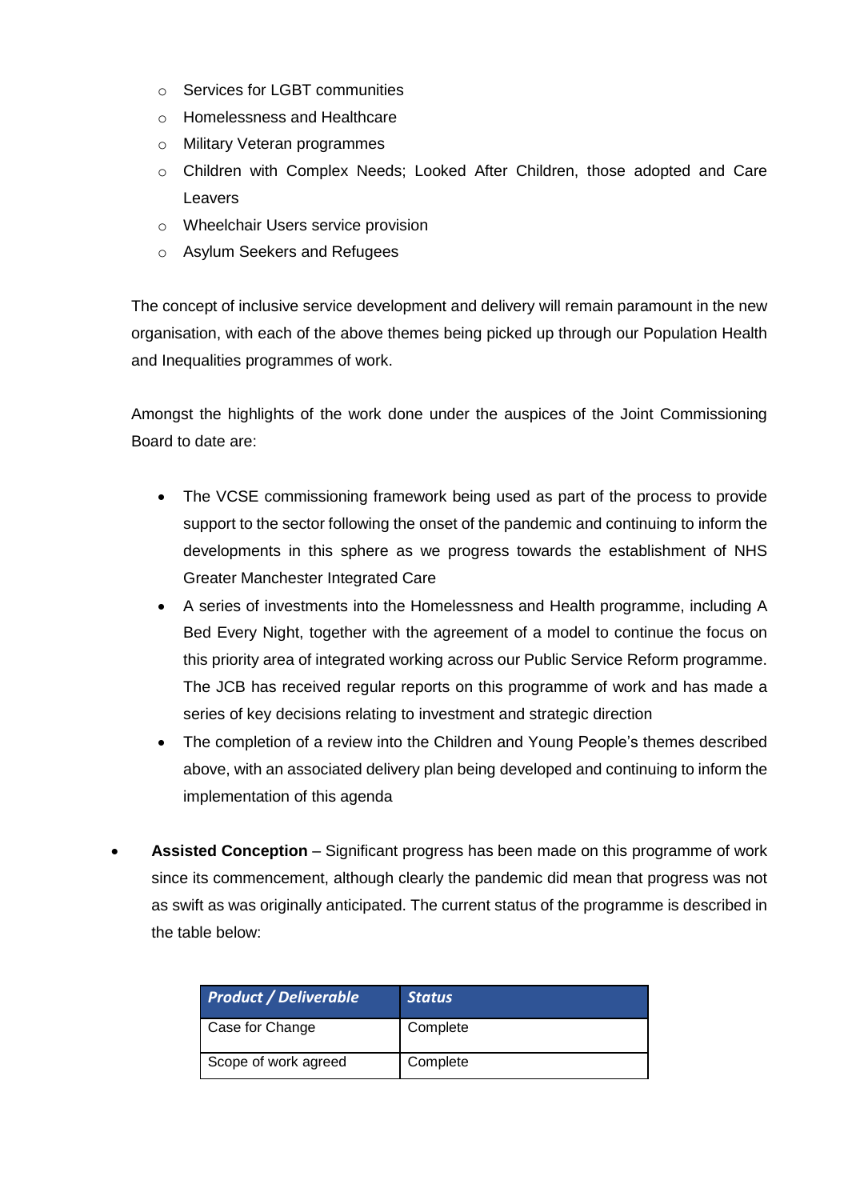- Services for LGBT communities
  - Homelessness and Healthcare
  - Military Veteran programmes
  - Children with Complex Needs; Looked After Children, those adopted and Care Leavers
  - Wheelchair Users service provision
  - Asylum Seekers and Refugees

  The concept of inclusive service development and delivery will remain paramount in the new organisation, with each of the above themes being picked up through our Population Health and Inequalities programmes of work.

  Amongst the highlights of the work done under the auspices of the Joint Commissioning Board to date are:

  - The VCSE commissioning framework being used as part of the process to provide support to the sector following the onset of the pandemic and continuing to inform the developments in this sphere as we progress towards the establishment of NHS Greater Manchester Integrated Care
  - A series of investments into the Homelessness and Health programme, including A Bed Every Night, together with the agreement of a model to continue the focus on this priority area of integrated working across our Public Service Reform programme. The JCB has received regular reports on this programme of work and has made a series of key decisions relating to investment and strategic direction
  - The completion of a review into the Children and Young People's themes described above, with an associated delivery plan being developed and continuing to inform the implementation of this agenda

- **Assisted Conception** – Significant progress has been made on this programme of work since its commencement, although clearly the pandemic did mean that progress was not as swift as was originally anticipated. The current status of the programme is described in the table below:

| ***Product / Deliverable*** | ***Status*** |
|---|---|
| Case for Change | Complete |
| Scope of work agreed | Complete |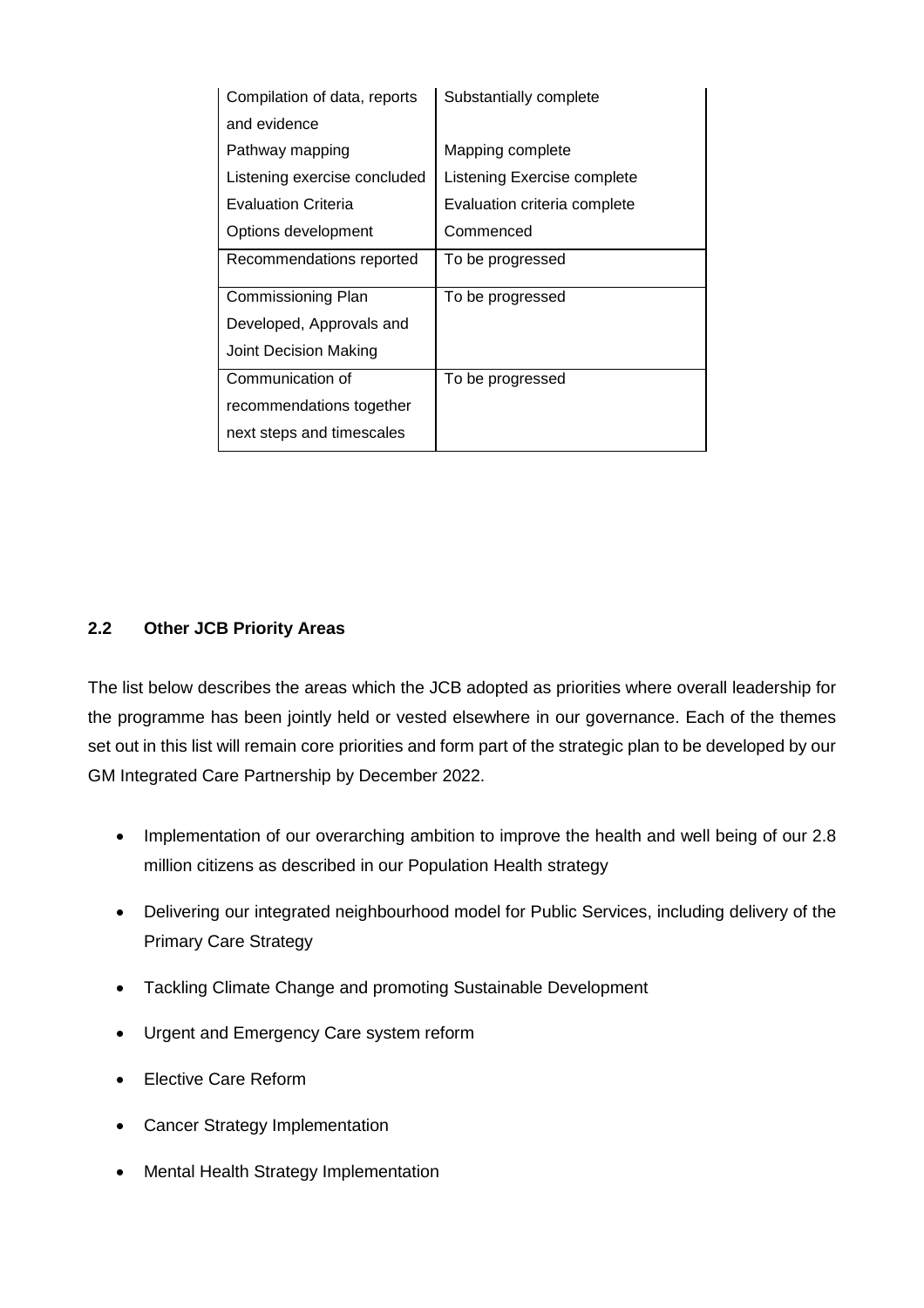| | |
|---|---|
| Compilation of data, reports and evidence | Substantially complete |
| Pathway mapping | Mapping complete |
| Listening exercise concluded | Listening Exercise complete |
| Evaluation Criteria | Evaluation criteria complete |
| Options development | Commenced |
| Recommendations reported | To be progressed |
| Commissioning Plan Developed, Approvals and Joint Decision Making | To be progressed |
| Communication of recommendations together next steps and timescales | To be progressed |

### 2.2 Other JCB Priority Areas

The list below describes the areas which the JCB adopted as priorities where overall leadership for the programme has been jointly held or vested elsewhere in our governance. Each of the themes set out in this list will remain core priorities and form part of the strategic plan to be developed by our GM Integrated Care Partnership by December 2022.

- Implementation of our overarching ambition to improve the health and well being of our 2.8 million citizens as described in our Population Health strategy
- Delivering our integrated neighbourhood model for Public Services, including delivery of the Primary Care Strategy
- Tackling Climate Change and promoting Sustainable Development
- Urgent and Emergency Care system reform
- Elective Care Reform
- Cancer Strategy Implementation
- Mental Health Strategy Implementation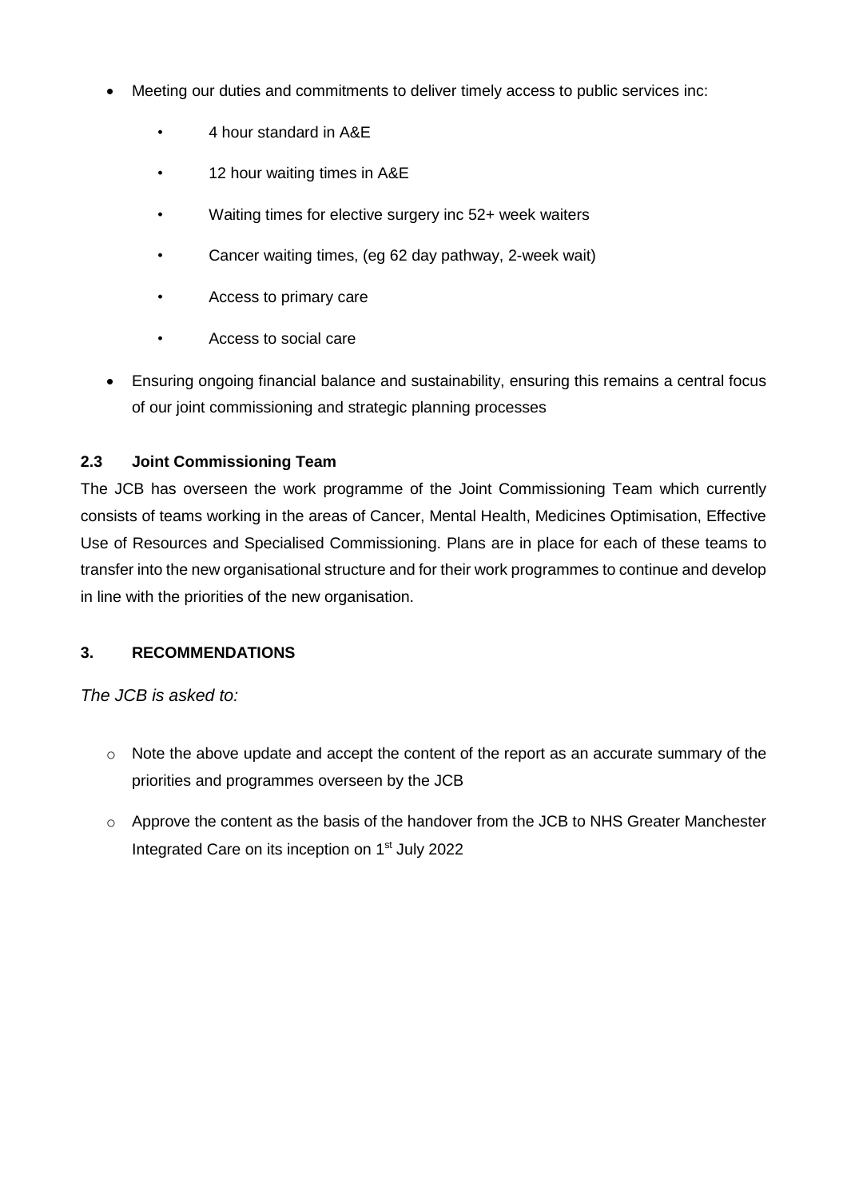- Meeting our duties and commitments to deliver timely access to public services inc:
    - 4 hour standard in A&E
    - 12 hour waiting times in A&E
    - Waiting times for elective surgery inc 52+ week waiters
    - Cancer waiting times, (eg 62 day pathway, 2-week wait)
    - Access to primary care
    - Access to social care
- Ensuring ongoing financial balance and sustainability, ensuring this remains a central focus of our joint commissioning and strategic planning processes

### 2.3 Joint Commissioning Team

The JCB has overseen the work programme of the Joint Commissioning Team which currently consists of teams working in the areas of Cancer, Mental Health, Medicines Optimisation, Effective Use of Resources and Specialised Commissioning. Plans are in place for each of these teams to transfer into the new organisational structure and for their work programmes to continue and develop in line with the priorities of the new organisation.

## 3. RECOMMENDATIONS

*The JCB is asked to:*

- Note the above update and accept the content of the report as an accurate summary of the priorities and programmes overseen by the JCB
- Approve the content as the basis of the handover from the JCB to NHS Greater Manchester Integrated Care on its inception on 1st July 2022